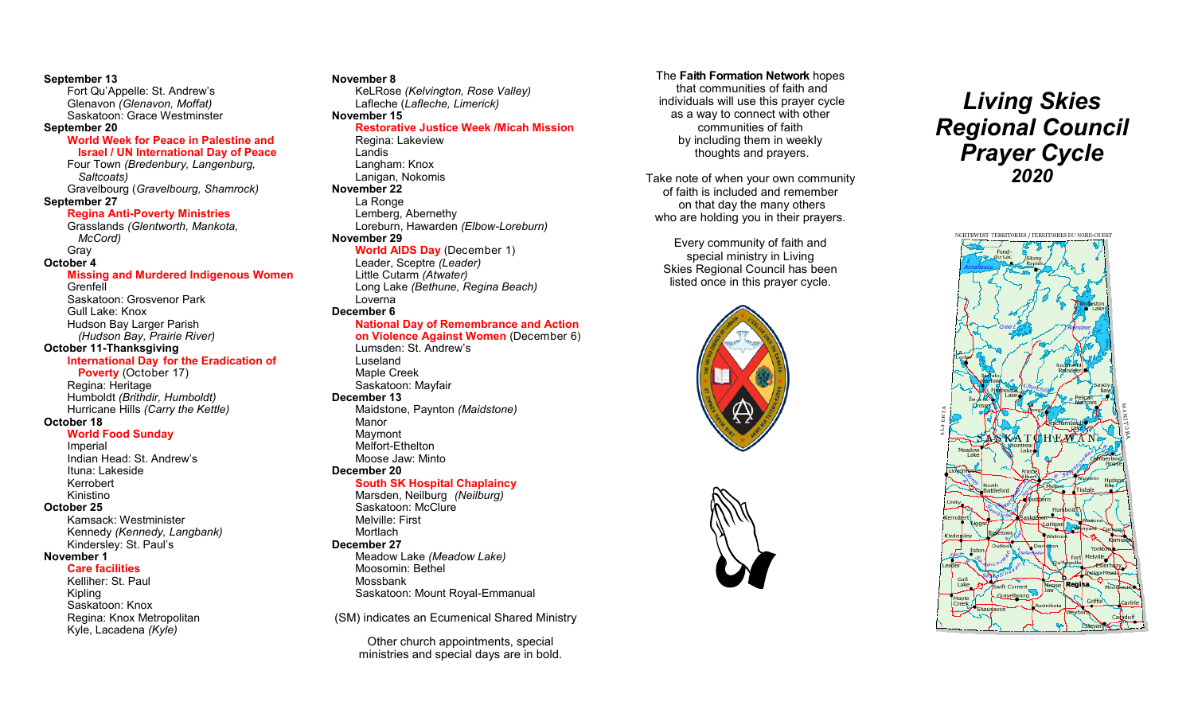**September 13**

Fort Qu'Appelle: St. Andrew's
Glenavon *(Glenavon, Moffat)*
Saskatoon: Grace Westminster

**September 20**

**World Week for Peace in Palestine and Israel / UN International Day of Peace**
Four Town *(Bredenbury, Langenburg, Saltcoats)*
Gravelbourg (*Gravelbourg, Shamrock)*

**September 27**

**Regina Anti-Poverty Ministries**
Grasslands *(Glentworth, Mankota, McCord)*
Gray

**October 4**

**Missing and Murdered Indigenous Women**
Grenfell
Saskatoon: Grosvenor Park
Gull Lake: Knox
Hudson Bay Larger Parish *(Hudson Bay, Prairie River)*

**October 11-Thanksgiving**

**International Day for the Eradication of Poverty** (October 17)
Regina: Heritage
Humboldt *(Brithdir, Humboldt)*
Hurricane Hills *(Carry the Kettle)*

**October 18**

**World Food Sunday**
Imperial
Indian Head: St. Andrew's
Ituna: Lakeside
Kerrobert
Kinistino

**October 25**

Kamsack: Westminister
Kennedy *(Kennedy, Langbank)*
Kindersley: St. Paul's

**November 1**

**Care facilities**
Kelliher: St. Paul
Kipling
Saskatoon: Knox
Regina: Knox Metropolitan
Kyle, Lacadena *(Kyle)*

**November 8**

KeLRose *(Kelvington, Rose Valley)*
Lafleche (*Lafleche, Limerick)*

**November 15**

**Restorative Justice Week /Micah Mission**
Regina: Lakeview
Landis
Langham: Knox
Lanigan, Nokomis

**November 22**

La Ronge
Lemberg, Abernethy
Loreburn, Hawarden *(Elbow-Loreburn)*

**November 29**

**World AIDS Day** (December 1)
Leader, Sceptre *(Leader)*
Little Cutarm *(Atwater)*
Long Lake *(Bethune, Regina Beach)*
Loverna

**December 6**

**National Day of Remembrance and Action on Violence Against Women** (December 6)
Lumsden: St. Andrew's
Luseland
Maple Creek
Saskatoon: Mayfair

**December 13**

Maidstone, Paynton *(Maidstone)*
Manor
Maymont
Melfort-Ethelton
Moose Jaw: Minto

**December 20**

**South SK Hospital Chaplaincy**
Marsden, Neilburg *(Neilburg)*
Saskatoon: McClure
Melville: First
Mortlach

**December 27**

Meadow Lake *(Meadow Lake)*
Moosomin: Bethel
Mossbank
Saskatoon: Mount Royal-Emmanual

(SM) indicates an Ecumenical Shared Ministry

Other church appointments, special ministries and special days are in bold.

The **Faith Formation Network** hopes that communities of faith and individuals will use this prayer cycle as a way to connect with other communities of faith by including them in weekly thoughts and prayers.

Take note of when your own community of faith is included and remember on that day the many others who are holding you in their prayers.

Every community of faith and special ministry in Living Skies Regional Council has been listed once in this prayer cycle.

# *Living Skies Regional Council Prayer Cycle 2020*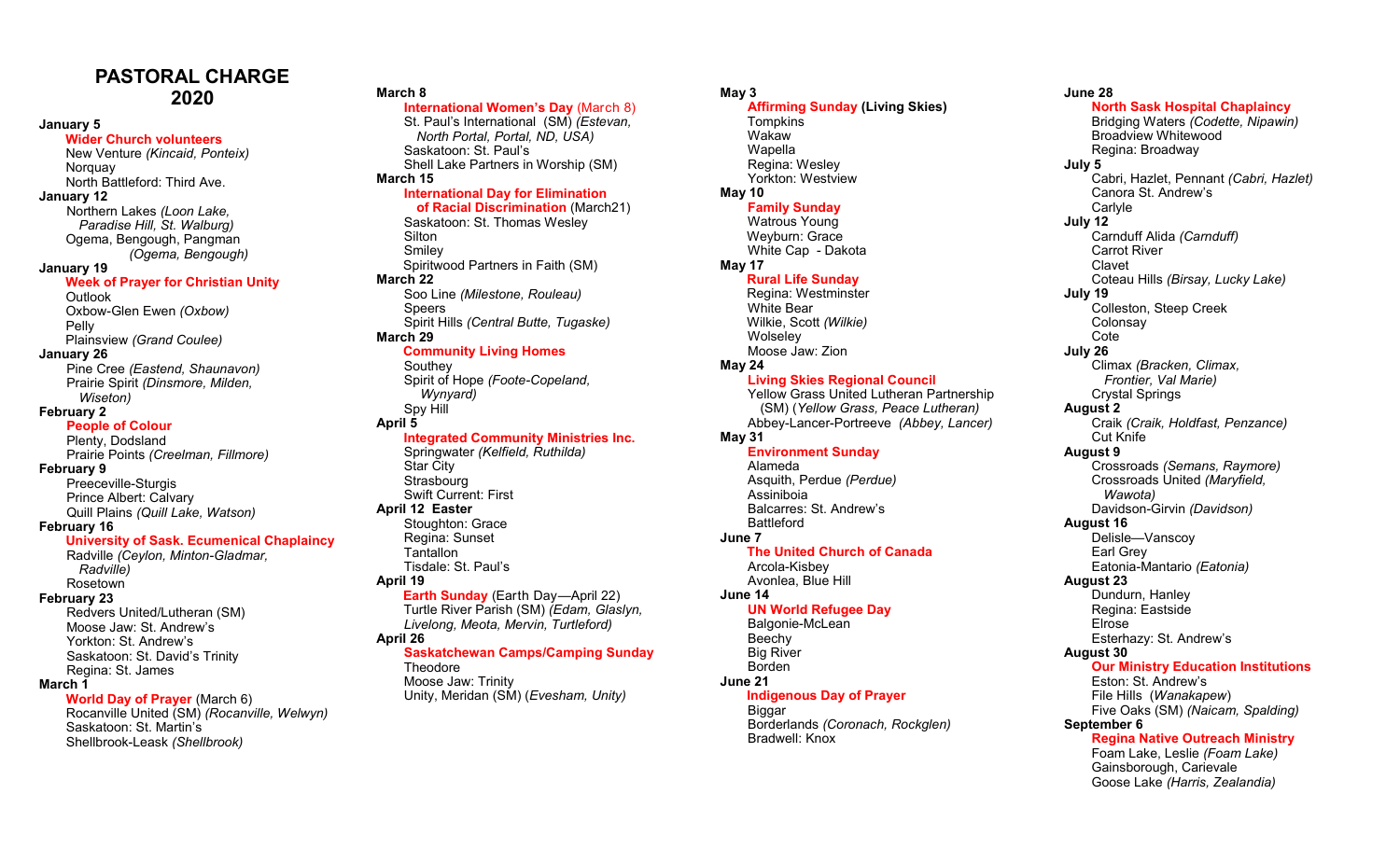## PASTORAL CHARGE 2020

**January 5**
- **Wider Church volunteers**
- New Venture *(Kincaid, Ponteix)*
- Norquay
- North Battleford: Third Ave.

**January 12**
- Northern Lakes *(Loon Lake, Paradise Hill, St. Walburg)*
- Ogema, Bengough, Pangman *(Ogema, Bengough)*

**January 19**
- **Week of Prayer for Christian Unity**
- Outlook
- Oxbow-Glen Ewen *(Oxbow)*
- Pelly
- Plainsview *(Grand Coulee)*

**January 26**
- Pine Cree *(Eastend, Shaunavon)*
- Prairie Spirit *(Dinsmore, Milden, Wiseton)*

**February 2**
- **People of Colour**
- Plenty, Dodsland
- Prairie Points *(Creelman, Fillmore)*

**February 9**
- Preeceville-Sturgis
- Prince Albert: Calvary
- Quill Plains *(Quill Lake, Watson)*

**February 16**
- **University of Sask. Ecumenical Chaplaincy**
- Radville *(Ceylon, Minton-Gladmar, Radville)*
- Rosetown

**February 23**
- Redvers United/Lutheran (SM)
- Moose Jaw: St. Andrew's
- Yorkton: St. Andrew's
- Saskatoon: St. David's Trinity
- Regina: St. James

**March 1**
- **World Day of Prayer** (March 6)
- Rocanville United (SM) *(Rocanville, Welwyn)*
- Saskatoon: St. Martin's
- Shellbrook-Leask *(Shellbrook)*

**March 8**
- **International Women's Day** (March 8)
- St. Paul's International (SM) *(Estevan, North Portal, Portal, ND, USA)*
- Saskatoon: St. Paul's
- Shell Lake Partners in Worship (SM)

**March 15**
- **International Day for Elimination of Racial Discrimination** (March21)
- Saskatoon: St. Thomas Wesley
- Silton
- Smiley
- Spiritwood Partners in Faith (SM)

**March 22**
- Soo Line *(Milestone, Rouleau)*
- Speers
- Spirit Hills *(Central Butte, Tugaske)*

**March 29**
- **Community Living Homes**
- Southey
- Spirit of Hope *(Foote-Copeland, Wynyard)*
- Spy Hill

**April 5**
- **Integrated Community Ministries Inc.**
- Springwater *(Kelfield, Ruthilda)*
- Star City
- Strasbourg
- Swift Current: First

**April 12 Easter**
- Stoughton: Grace
- Regina: Sunset
- Tantallon
- Tisdale: St. Paul's

**April 19**
- **Earth Sunday** (Earth Day—April 22)
- Turtle River Parish (SM) *(Edam, Glaslyn, Livelong, Meota, Mervin, Turtleford)*

**April 26**
- **Saskatchewan Camps/Camping Sunday**
- Theodore
- Moose Jaw: Trinity
- Unity, Meridan (SM) (*Evesham, Unity)*

**May 3**
- **Affirming Sunday (Living Skies)**
- Tompkins
- Wakaw
- Wapella
- Regina: Wesley
- Yorkton: Westview

**May 10**
- **Family Sunday**
- Watrous Young
- Weyburn: Grace
- White Cap - Dakota

**May 17**
- **Rural Life Sunday**
- Regina: Westminster
- White Bear
- Wilkie, Scott *(Wilkie)*
- Wolseley
- Moose Jaw: Zion

**May 24**
- **Living Skies Regional Council**
- Yellow Grass United Lutheran Partnership (SM) (*Yellow Grass, Peace Lutheran)*
- Abbey-Lancer-Portreeve *(Abbey, Lancer)*

**May 31**
- **Environment Sunday**
- Alameda
- Asquith, Perdue *(Perdue)*
- Assiniboia
- Balcarres: St. Andrew's
- Battleford

**June 7**
- **The United Church of Canada**
- Arcola-Kisbey
- Avonlea, Blue Hill

**June 14**
- **UN World Refugee Day**
- Balgonie-McLean
- Beechy
- Big River
- Borden

**June 21**
- **Indigenous Day of Prayer**
- Biggar
- Borderlands *(Coronach, Rockglen)*
- Bradwell: Knox

**June 28**
- **North Sask Hospital Chaplaincy**
- Bridging Waters *(Codette, Nipawin)*
- Broadview Whitewood
- Regina: Broadway

**July 5**
- Cabri, Hazlet, Pennant *(Cabri, Hazlet)*
- Canora St. Andrew's
- Carlyle

**July 12**
- Carnduff Alida *(Carnduff)*
- Carrot River
- Clavet
- Coteau Hills *(Birsay, Lucky Lake)*

**July 19**
- Colleston, Steep Creek
- Colonsay
- Cote

**July 26**
- Climax *(Bracken, Climax, Frontier, Val Marie)*
- Crystal Springs

**August 2**
- Craik *(Craik, Holdfast, Penzance)*
- Cut Knife

**August 9**
- Crossroads *(Semans, Raymore)*
- Crossroads United *(Maryfield, Wawota)*
- Davidson-Girvin *(Davidson)*

**August 16**
- Delisle—Vanscoy
- Earl Grey
- Eatonia-Mantario *(Eatonia)*

**August 23**
- Dundurn, Hanley
- Regina: Eastside
- Elrose
- Esterhazy: St. Andrew's

**August 30**
- **Our Ministry Education Institutions**
- Eston: St. Andrew's
- File Hills (*Wanakapew*)
- Five Oaks (SM) *(Naicam, Spalding)*

**September 6**
- **Regina Native Outreach Ministry**
- Foam Lake, Leslie *(Foam Lake)*
- Gainsborough, Carievale
- Goose Lake *(Harris, Zealandia)*